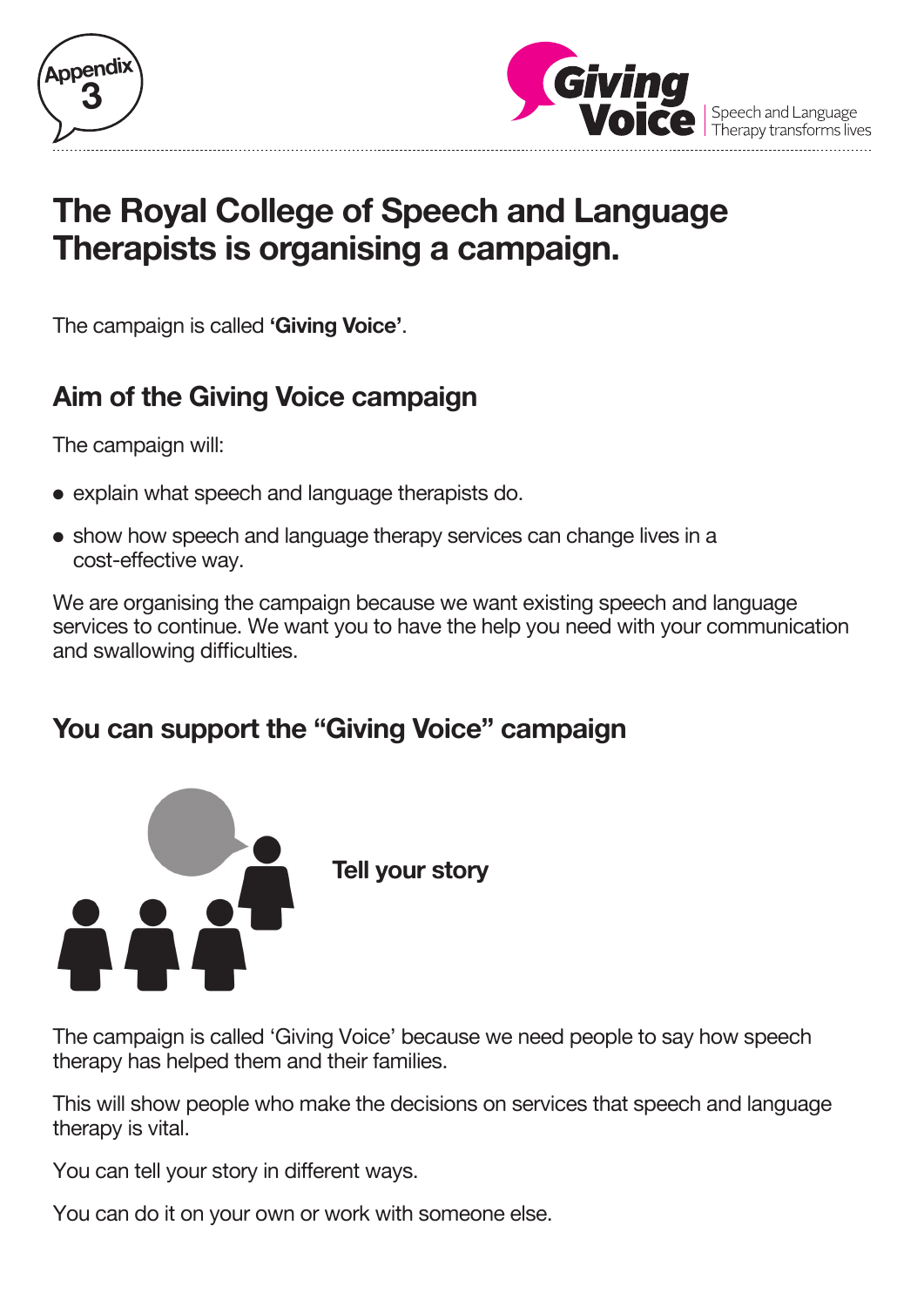Appendix 3

Giving Voice
Speech and Language Therapy transforms lives

# The Royal College of Speech and Language Therapists is organising a campaign.

The campaign is called **'Giving Voice'**.

## Aim of the Giving Voice campaign

The campaign will:

- explain what speech and language therapists do.
- show how speech and language therapy services can change lives in a cost-effective way.

We are organising the campaign because we want existing speech and language services to continue. We want you to have the help you need with your communication and swallowing difficulties.

## You can support the "Giving Voice" campaign

**Tell your story**

The campaign is called 'Giving Voice' because we need people to say how speech therapy has helped them and their families.

This will show people who make the decisions on services that speech and language therapy is vital.

You can tell your story in different ways.

You can do it on your own or work with someone else.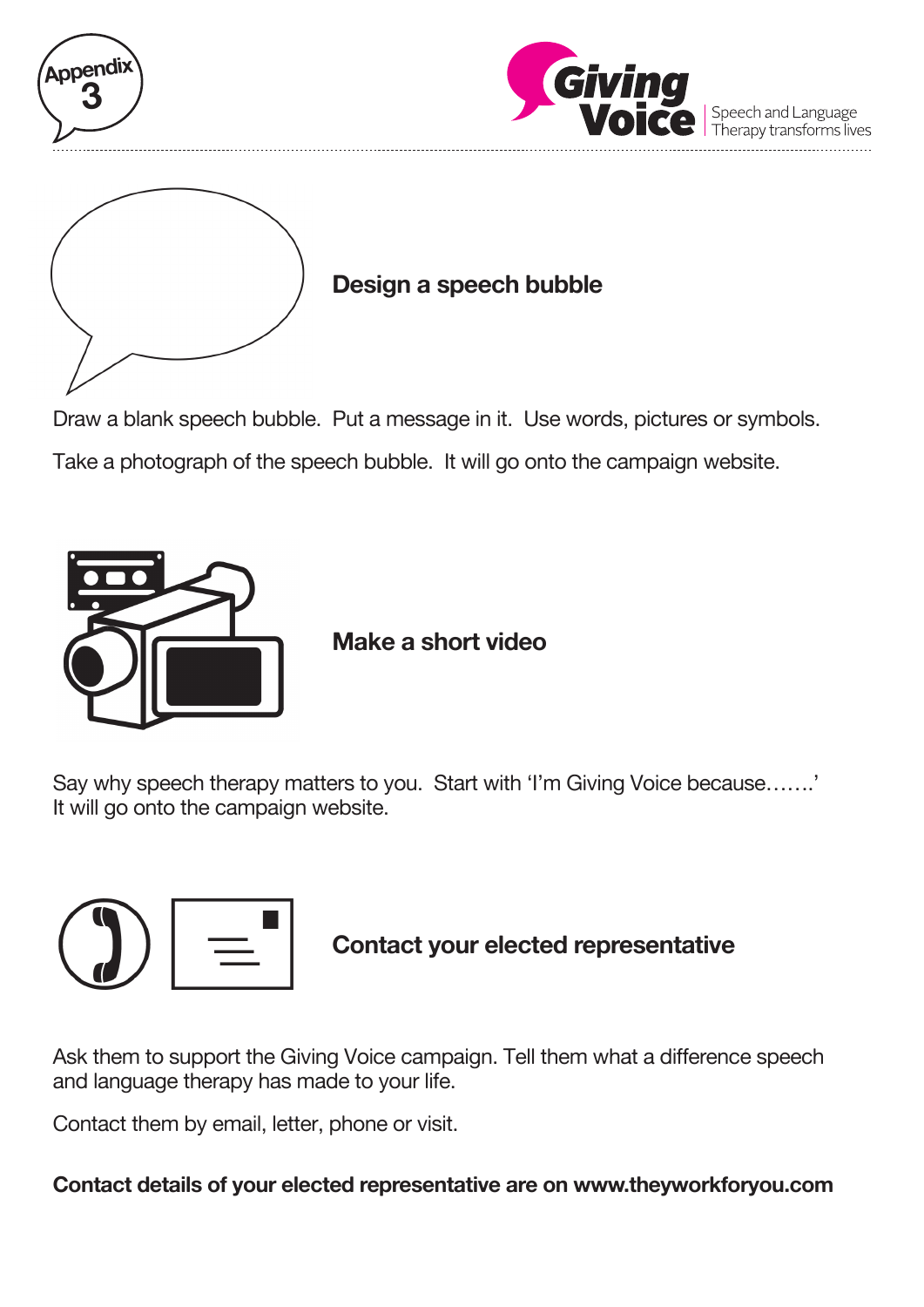Appendix 3

Giving Voice — Speech and Language Therapy transforms lives

## Design a speech bubble

Draw a blank speech bubble. Put a message in it. Use words, pictures or symbols.

Take a photograph of the speech bubble. It will go onto the campaign website.

## Make a short video

Say why speech therapy matters to you. Start with 'I'm Giving Voice because…….'
It will go onto the campaign website.

## Contact your elected representative

Ask them to support the Giving Voice campaign. Tell them what a difference speech and language therapy has made to your life.

Contact them by email, letter, phone or visit.

**Contact details of your elected representative are on www.theyworkforyou.com**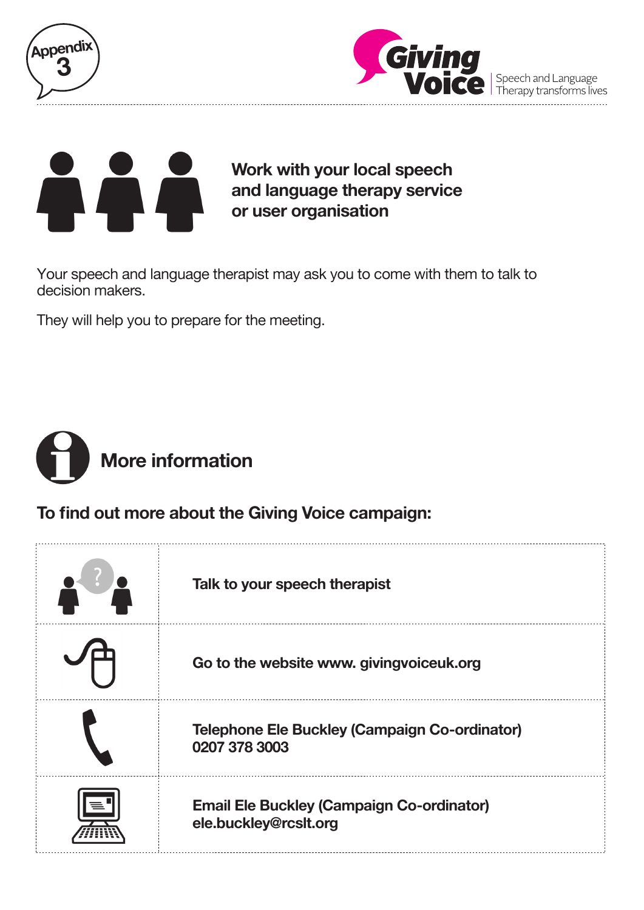Appendix 3

Giving Voice

Speech and Language Therapy transforms lives

## Work with your local speech and language therapy service or user organisation

Your speech and language therapist may ask you to come with them to talk to decision makers.

They will help you to prepare for the meeting.

## More information

### To find out more about the Giving Voice campaign:

| | |
|---|---|
| | **Talk to your speech therapist** |
| | **Go to the website www. givingvoiceuk.org** |
| | **Telephone Ele Buckley (Campaign Co-ordinator) 0207 378 3003** |
| | **Email Ele Buckley (Campaign Co-ordinator) ele.buckley@rcslt.org** |